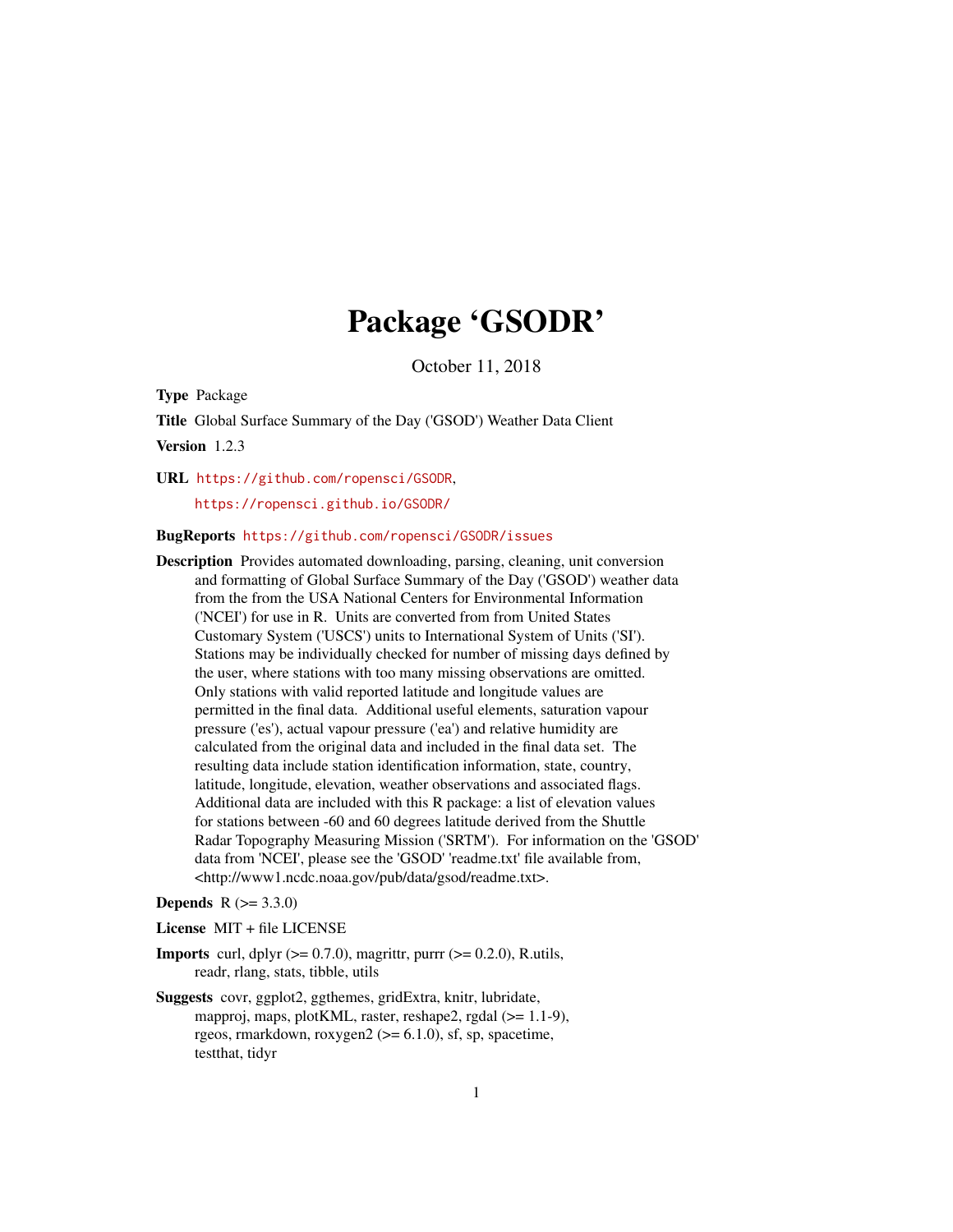# Package 'GSODR'

October 11, 2018

**Type** Package

**Title** Global Surface Summary of the Day ('GSOD') Weather Data Client

**Version** 1.2.3

**URL** https://github.com/ropensci/GSODR,
https://ropensci.github.io/GSODR/

**BugReports** https://github.com/ropensci/GSODR/issues

**Description** Provides automated downloading, parsing, cleaning, unit conversion and formatting of Global Surface Summary of the Day ('GSOD') weather data from the from the USA National Centers for Environmental Information ('NCEI') for use in R. Units are converted from from United States Customary System ('USCS') units to International System of Units ('SI'). Stations may be individually checked for number of missing days defined by the user, where stations with too many missing observations are omitted. Only stations with valid reported latitude and longitude values are permitted in the final data. Additional useful elements, saturation vapour pressure ('es'), actual vapour pressure ('ea') and relative humidity are calculated from the original data and included in the final data set. The resulting data include station identification information, state, country, latitude, longitude, elevation, weather observations and associated flags. Additional data are included with this R package: a list of elevation values for stations between -60 and 60 degrees latitude derived from the Shuttle Radar Topography Measuring Mission ('SRTM'). For information on the 'GSOD' data from 'NCEI', please see the 'GSOD' 'readme.txt' file available from, <http://www1.ncdc.noaa.gov/pub/data/gsod/readme.txt>.

**Depends** R (>= 3.3.0)

**License** MIT + file LICENSE

**Imports** curl, dplyr (>= 0.7.0), magrittr, purrr (>= 0.2.0), R.utils, readr, rlang, stats, tibble, utils

**Suggests** covr, ggplot2, ggthemes, gridExtra, knitr, lubridate, mapproj, maps, plotKML, raster, reshape2, rgdal (>= 1.1-9), rgeos, rmarkdown, roxygen2 (>= 6.1.0), sf, sp, spacetime, testthat, tidyr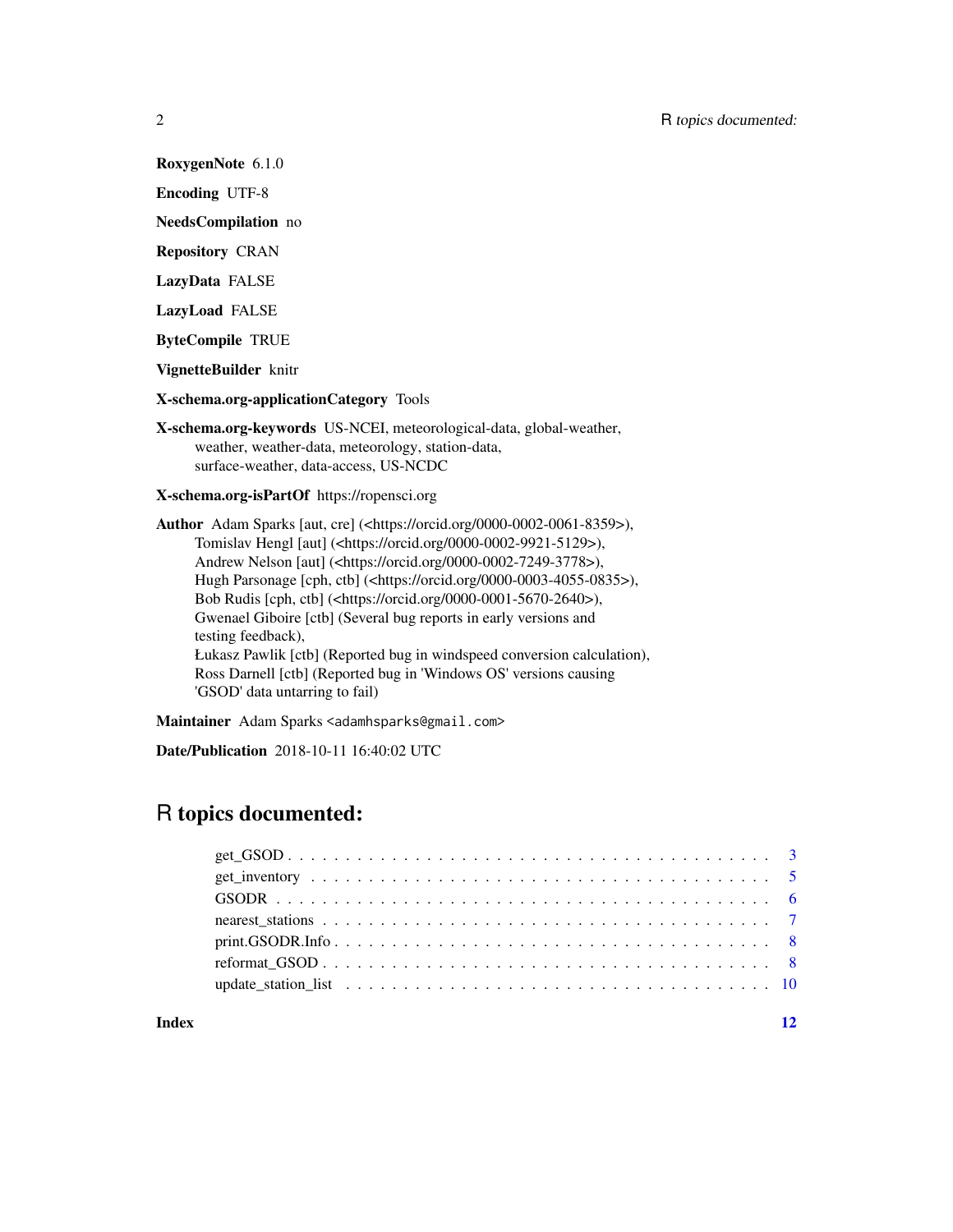**RoxygenNote** 6.1.0

**Encoding** UTF-8

**NeedsCompilation** no

**Repository** CRAN

**LazyData** FALSE

**LazyLoad** FALSE

**ByteCompile** TRUE

**VignetteBuilder** knitr

**X-schema.org-applicationCategory** Tools

**X-schema.org-keywords** US-NCEI, meteorological-data, global-weather, weather, weather-data, meteorology, station-data, surface-weather, data-access, US-NCDC

**X-schema.org-isPartOf** https://ropensci.org

**Author** Adam Sparks [aut, cre] (<https://orcid.org/0000-0002-0061-8359>), Tomislav Hengl [aut] (<https://orcid.org/0000-0002-9921-5129>), Andrew Nelson [aut] (<https://orcid.org/0000-0002-7249-3778>), Hugh Parsonage [cph, ctb] (<https://orcid.org/0000-0003-4055-0835>), Bob Rudis [cph, ctb] (<https://orcid.org/0000-0001-5670-2640>), Gwenael Giboire [ctb] (Several bug reports in early versions and testing feedback), Łukasz Pawlik [ctb] (Reported bug in windspeed conversion calculation), Ross Darnell [ctb] (Reported bug in 'Windows OS' versions causing 'GSOD' data untarring to fail)

**Maintainer** Adam Sparks <adamhsparks@gmail.com>

**Date/Publication** 2018-10-11 16:40:02 UTC

# R topics documented:

- get_GSOD . . . . . . . . . . . . . . . . . . . . . . . . . . . . . . . . . . . . . . . . . . 3
- get_inventory . . . . . . . . . . . . . . . . . . . . . . . . . . . . . . . . . . . . . . . . 5
- GSODR . . . . . . . . . . . . . . . . . . . . . . . . . . . . . . . . . . . . . . . . . . . 6
- nearest_stations . . . . . . . . . . . . . . . . . . . . . . . . . . . . . . . . . . . . . . 7
- print.GSODR.Info . . . . . . . . . . . . . . . . . . . . . . . . . . . . . . . . . . . . . 8
- reformat_GSOD . . . . . . . . . . . . . . . . . . . . . . . . . . . . . . . . . . . . . . 8
- update_station_list . . . . . . . . . . . . . . . . . . . . . . . . . . . . . . . . . . . . 10

**Index** **12**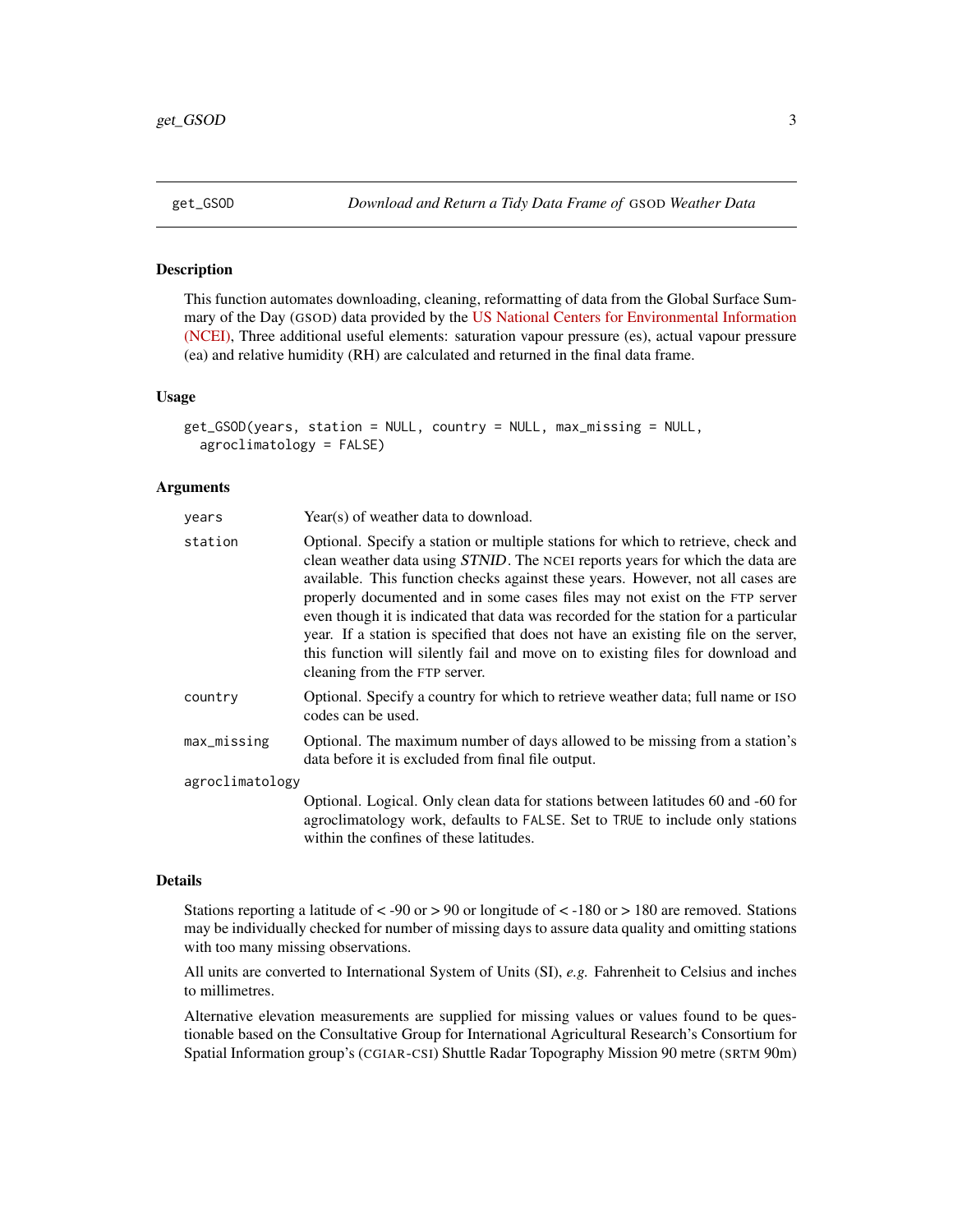## get_GSOD — *Download and Return a Tidy Data Frame of* GSOD *Weather Data*

### Description

This function automates downloading, cleaning, reformatting of data from the Global Surface Summary of the Day (GSOD) data provided by the US National Centers for Environmental Information (NCEI), Three additional useful elements: saturation vapour pressure (es), actual vapour pressure (ea) and relative humidity (RH) are calculated and returned in the final data frame.

### Usage

```
get_GSOD(years, station = NULL, country = NULL, max_missing = NULL,
  agroclimatology = FALSE)
```

### Arguments

| Argument | Description |
| --- | --- |
| years | Year(s) of weather data to download. |
| station | Optional. Specify a station or multiple stations for which to retrieve, check and clean weather data using ***STNID***. The NCEI reports years for which the data are available. This function checks against these years. However, not all cases are properly documented and in some cases files may not exist on the FTP server even though it is indicated that data was recorded for the station for a particular year. If a station is specified that does not have an existing file on the server, this function will silently fail and move on to existing files for download and cleaning from the FTP server. |
| country | Optional. Specify a country for which to retrieve weather data; full name or ISO codes can be used. |
| max_missing | Optional. The maximum number of days allowed to be missing from a station's data before it is excluded from final file output. |
| agroclimatology | Optional. Logical. Only clean data for stations between latitudes 60 and -60 for agroclimatology work, defaults to `FALSE`. Set to `TRUE` to include only stations within the confines of these latitudes. |

### Details

Stations reporting a latitude of < -90 or > 90 or longitude of < -180 or > 180 are removed. Stations may be individually checked for number of missing days to assure data quality and omitting stations with too many missing observations.

All units are converted to International System of Units (SI), *e.g.* Fahrenheit to Celsius and inches to millimetres.

Alternative elevation measurements are supplied for missing values or values found to be questionable based on the Consultative Group for International Agricultural Research's Consortium for Spatial Information group's (CGIAR-CSI) Shuttle Radar Topography Mission 90 metre (SRTM 90m)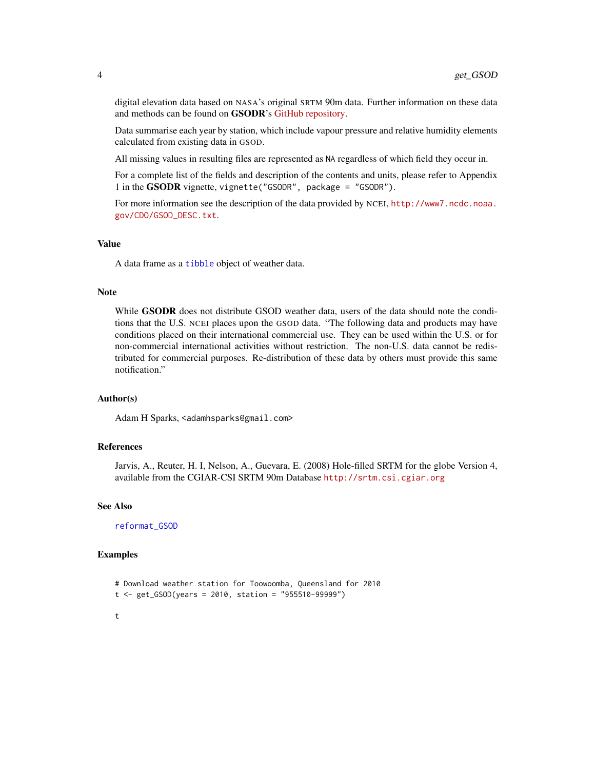digital elevation data based on NASA's original SRTM 90m data. Further information on these data and methods can be found on **GSODR**'s GitHub repository.

Data summarise each year by station, which include vapour pressure and relative humidity elements calculated from existing data in GSOD.

All missing values in resulting files are represented as `NA` regardless of which field they occur in.

For a complete list of the fields and description of the contents and units, please refer to Appendix 1 in the **GSODR** vignette, `vignette("GSODR", package = "GSODR")`.

For more information see the description of the data provided by NCEI, `http://www7.ncdc.noaa.gov/CDO/GSOD_DESC.txt`.

### Value

A data frame as a `tibble` object of weather data.

### Note

While **GSODR** does not distribute GSOD weather data, users of the data should note the conditions that the U.S. NCEI places upon the GSOD data. "The following data and products may have conditions placed on their international commercial use. They can be used within the U.S. or for non-commercial international activities without restriction. The non-U.S. data cannot be redistributed for commercial purposes. Re-distribution of these data by others must provide this same notification."

### Author(s)

Adam H Sparks, <adamhsparks@gmail.com>

### References

Jarvis, A., Reuter, H. I, Nelson, A., Guevara, E. (2008) Hole-filled SRTM for the globe Version 4, available from the CGIAR-CSI SRTM 90m Database `http://srtm.csi.cgiar.org`

### See Also

`reformat_GSOD`

### Examples

```
# Download weather station for Toowoomba, Queensland for 2010
t <- get_GSOD(years = 2010, station = "955510-99999")

t
```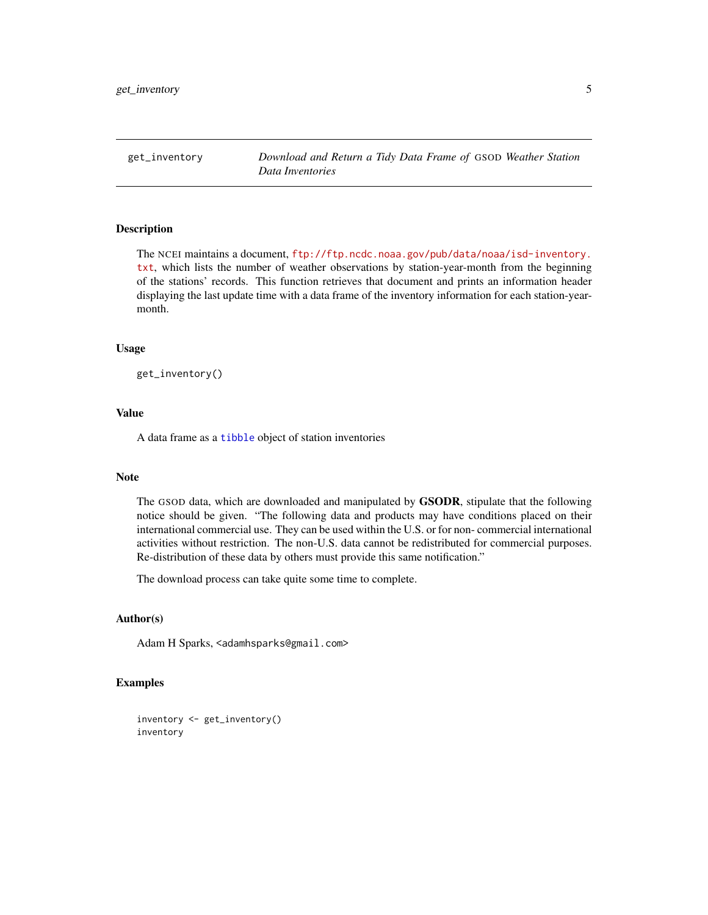# get_inventory — *Download and Return a Tidy Data Frame of* GSOD *Weather Station Data Inventories*

## Description

The NCEI maintains a document, ftp://ftp.ncdc.noaa.gov/pub/data/noaa/isd-inventory.txt, which lists the number of weather observations by station-year-month from the beginning of the stations' records. This function retrieves that document and prints an information header displaying the last update time with a data frame of the inventory information for each station-year-month.

## Usage

```
get_inventory()
```

## Value

A data frame as a `tibble` object of station inventories

## Note

The GSOD data, which are downloaded and manipulated by **GSODR**, stipulate that the following notice should be given. "The following data and products may have conditions placed on their international commercial use. They can be used within the U.S. or for non- commercial international activities without restriction. The non-U.S. data cannot be redistributed for commercial purposes. Re-distribution of these data by others must provide this same notification."

The download process can take quite some time to complete.

## Author(s)

Adam H Sparks, <adamhsparks@gmail.com>

## Examples

```
inventory <- get_inventory()
inventory
```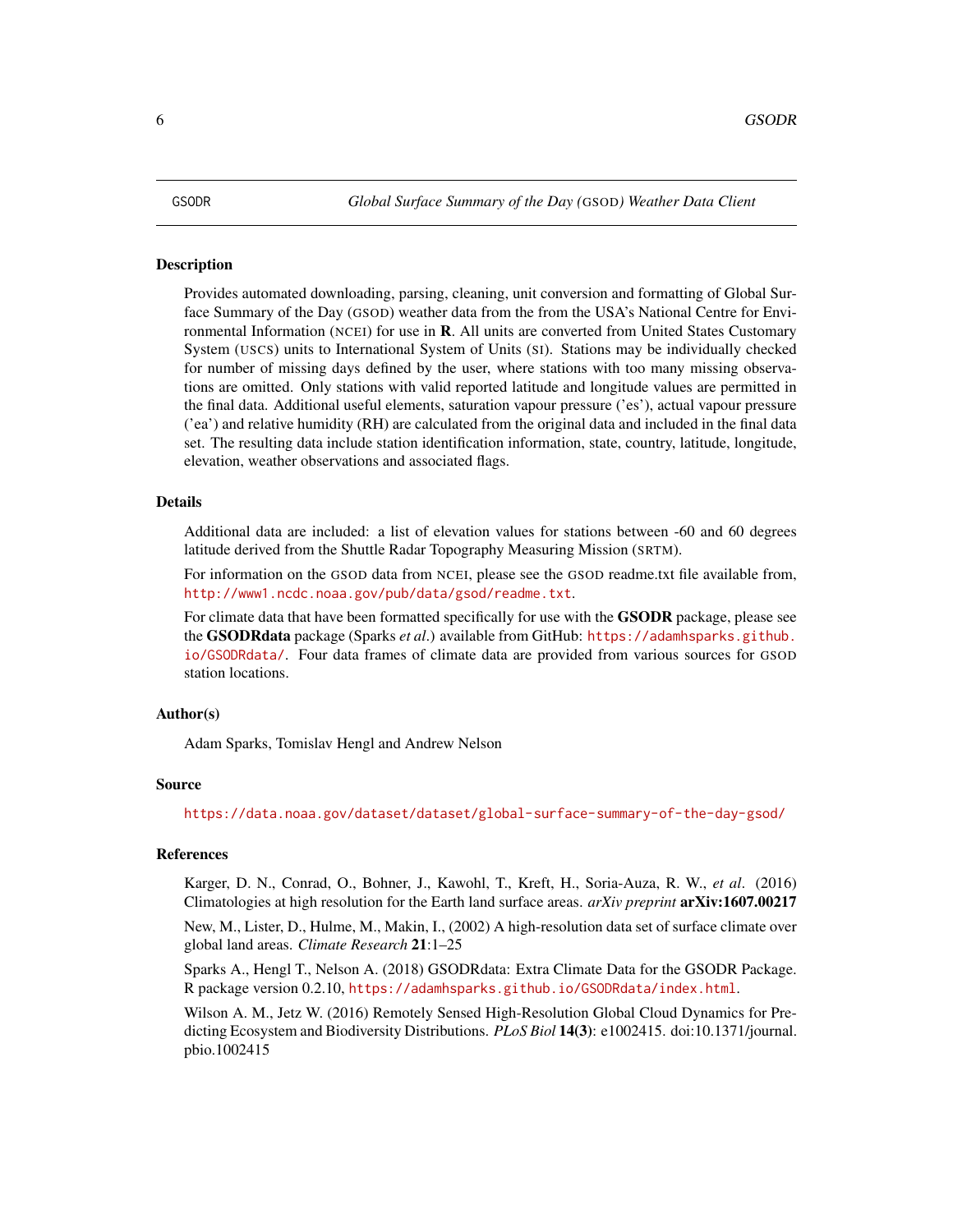GSODR — *Global Surface Summary of the Day (GSOD) Weather Data Client*

## Description

Provides automated downloading, parsing, cleaning, unit conversion and formatting of Global Surface Summary of the Day (GSOD) weather data from the from the USA's National Centre for Environmental Information (NCEI) for use in **R**. All units are converted from United States Customary System (USCS) units to International System of Units (SI). Stations may be individually checked for number of missing days defined by the user, where stations with too many missing observations are omitted. Only stations with valid reported latitude and longitude values are permitted in the final data. Additional useful elements, saturation vapour pressure ('es'), actual vapour pressure ('ea') and relative humidity (RH) are calculated from the original data and included in the final data set. The resulting data include station identification information, state, country, latitude, longitude, elevation, weather observations and associated flags.

## Details

Additional data are included: a list of elevation values for stations between -60 and 60 degrees latitude derived from the Shuttle Radar Topography Measuring Mission (SRTM).

For information on the GSOD data from NCEI, please see the GSOD readme.txt file available from, http://www1.ncdc.noaa.gov/pub/data/gsod/readme.txt.

For climate data that have been formatted specifically for use with the **GSODR** package, please see the **GSODRdata** package (Sparks *et al*.) available from GitHub: https://adamhsparks.github.io/GSODRdata/. Four data frames of climate data are provided from various sources for GSOD station locations.

## Author(s)

Adam Sparks, Tomislav Hengl and Andrew Nelson

## Source

https://data.noaa.gov/dataset/dataset/global-surface-summary-of-the-day-gsod/

## References

Karger, D. N., Conrad, O., Bohner, J., Kawohl, T., Kreft, H., Soria-Auza, R. W., *et al*. (2016) Climatologies at high resolution for the Earth land surface areas. *arXiv preprint* **arXiv:1607.00217**

New, M., Lister, D., Hulme, M., Makin, I., (2002) A high-resolution data set of surface climate over global land areas. *Climate Research* **21**:1–25

Sparks A., Hengl T., Nelson A. (2018) GSODRdata: Extra Climate Data for the GSODR Package. R package version 0.2.10, https://adamhsparks.github.io/GSODRdata/index.html.

Wilson A. M., Jetz W. (2016) Remotely Sensed High-Resolution Global Cloud Dynamics for Predicting Ecosystem and Biodiversity Distributions. *PLoS Biol* **14(3)**: e1002415. doi:10.1371/journal.pbio.1002415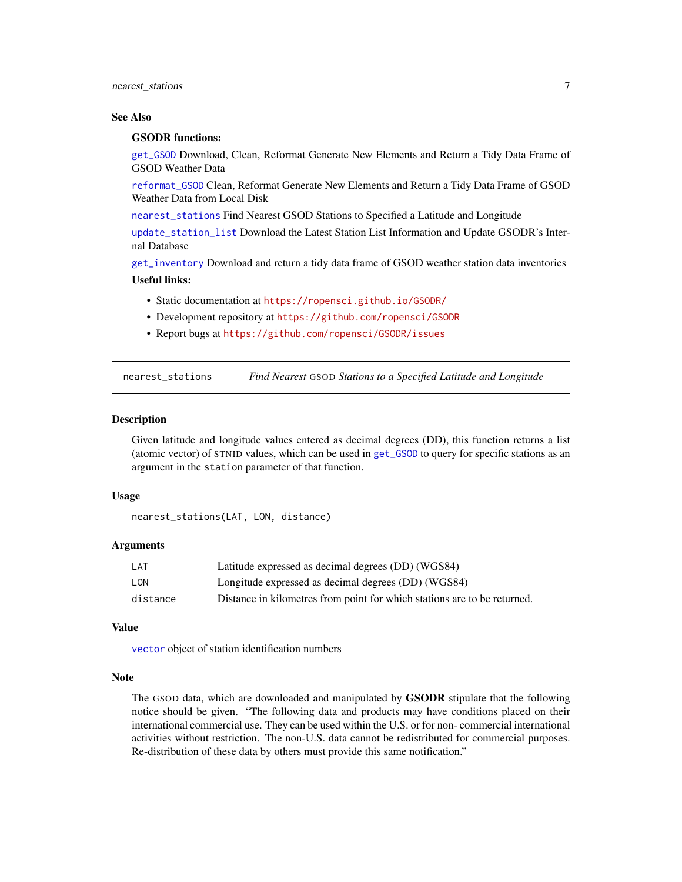### See Also

**GSODR functions:**

`get_GSOD` Download, Clean, Reformat Generate New Elements and Return a Tidy Data Frame of GSOD Weather Data

`reformat_GSOD` Clean, Reformat Generate New Elements and Return a Tidy Data Frame of GSOD Weather Data from Local Disk

`nearest_stations` Find Nearest GSOD Stations to Specified a Latitude and Longitude

`update_station_list` Download the Latest Station List Information and Update GSODR's Internal Database

`get_inventory` Download and return a tidy data frame of GSOD weather station data inventories

**Useful links:**

- Static documentation at https://ropensci.github.io/GSODR/
- Development repository at https://github.com/ropensci/GSODR
- Report bugs at https://github.com/ropensci/GSODR/issues

---

## nearest_stations — *Find Nearest GSOD Stations to a Specified Latitude and Longitude*

### Description

Given latitude and longitude values entered as decimal degrees (DD), this function returns a list (atomic vector) of STNID values, which can be used in `get_GSOD` to query for specific stations as an argument in the `station` parameter of that function.

### Usage

```
nearest_stations(LAT, LON, distance)
```

### Arguments

| | |
|---|---|
| `LAT` | Latitude expressed as decimal degrees (DD) (WGS84) |
| `LON` | Longitude expressed as decimal degrees (DD) (WGS84) |
| `distance` | Distance in kilometres from point for which stations are to be returned. |

### Value

`vector` object of station identification numbers

### Note

The GSOD data, which are downloaded and manipulated by **GSODR** stipulate that the following notice should be given. "The following data and products may have conditions placed on their international commercial use. They can be used within the U.S. or for non- commercial international activities without restriction. The non-U.S. data cannot be redistributed for commercial purposes. Re-distribution of these data by others must provide this same notification."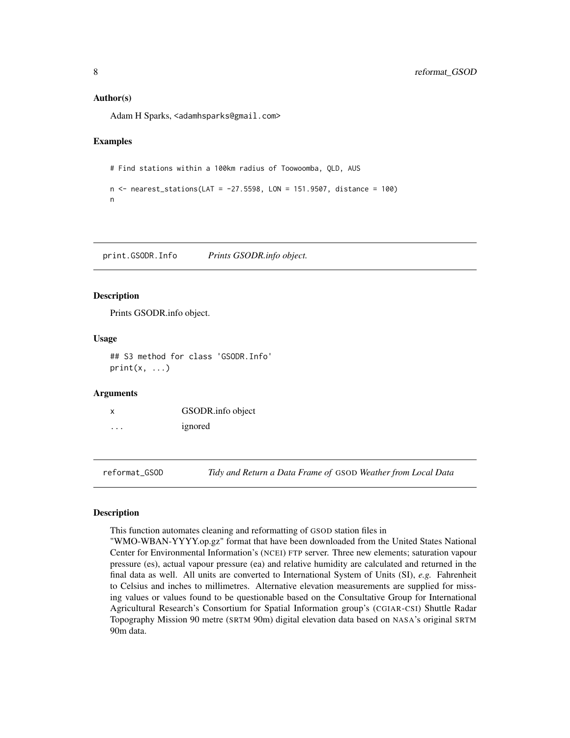### Author(s)

Adam H Sparks, <adamhsparks@gmail.com>

### Examples

```
# Find stations within a 100km radius of Toowoomba, QLD, AUS

n <- nearest_stations(LAT = -27.5598, LON = 151.9507, distance = 100)
n
```

---

## print.GSODR.Info — *Prints GSODR.info object.*

### Description

Prints GSODR.info object.

### Usage

```
## S3 method for class 'GSODR.Info'
print(x, ...)
```

### Arguments

| | |
|---|---|
| x | GSODR.info object |
| ... | ignored |

---

## reformat_GSOD — *Tidy and Return a Data Frame of GSOD Weather from Local Data*

### Description

This function automates cleaning and reformatting of GSOD station files in "WMO-WBAN-YYYY.op.gz" format that have been downloaded from the United States National Center for Environmental Information's (NCEI) FTP server. Three new elements; saturation vapour pressure (es), actual vapour pressure (ea) and relative humidity are calculated and returned in the final data as well. All units are converted to International System of Units (SI), *e.g.* Fahrenheit to Celsius and inches to millimetres. Alternative elevation measurements are supplied for missing values or values found to be questionable based on the Consultative Group for International Agricultural Research's Consortium for Spatial Information group's (CGIAR-CSI) Shuttle Radar Topography Mission 90 metre (SRTM 90m) digital elevation data based on NASA's original SRTM 90m data.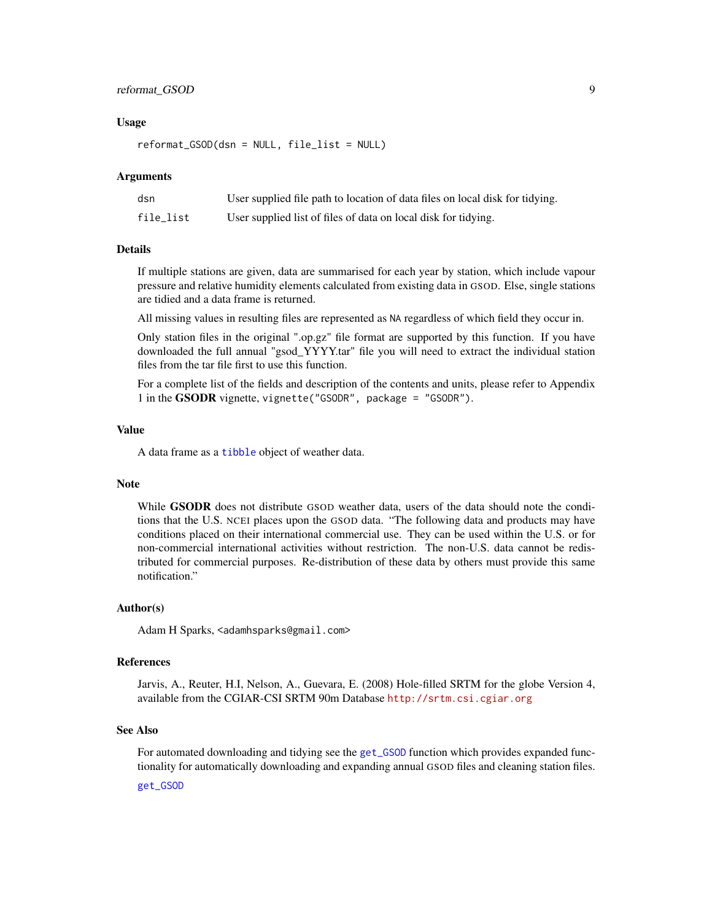### Usage

```
reformat_GSOD(dsn = NULL, file_list = NULL)
```

### Arguments

| | |
|---|---|
| dsn | User supplied file path to location of data files on local disk for tidying. |
| file_list | User supplied list of files of data on local disk for tidying. |

### Details

If multiple stations are given, data are summarised for each year by station, which include vapour pressure and relative humidity elements calculated from existing data in GSOD. Else, single stations are tidied and a data frame is returned.

All missing values in resulting files are represented as `NA` regardless of which field they occur in.

Only station files in the original ".op.gz" file format are supported by this function. If you have downloaded the full annual "gsod_YYYY.tar" file you will need to extract the individual station files from the tar file first to use this function.

For a complete list of the fields and description of the contents and units, please refer to Appendix 1 in the **GSODR** vignette, `vignette("GSODR", package = "GSODR")`.

### Value

A data frame as a `tibble` object of weather data.

### Note

While **GSODR** does not distribute GSOD weather data, users of the data should note the conditions that the U.S. NCEI places upon the GSOD data. "The following data and products may have conditions placed on their international commercial use. They can be used within the U.S. or for non-commercial international activities without restriction. The non-U.S. data cannot be redistributed for commercial purposes. Re-distribution of these data by others must provide this same notification."

### Author(s)

Adam H Sparks, <adamhsparks@gmail.com>

### References

Jarvis, A., Reuter, H.I, Nelson, A., Guevara, E. (2008) Hole-filled SRTM for the globe Version 4, available from the CGIAR-CSI SRTM 90m Database http://srtm.csi.cgiar.org

### See Also

For automated downloading and tidying see the `get_GSOD` function which provides expanded functionality for automatically downloading and expanding annual GSOD files and cleaning station files.

`get_GSOD`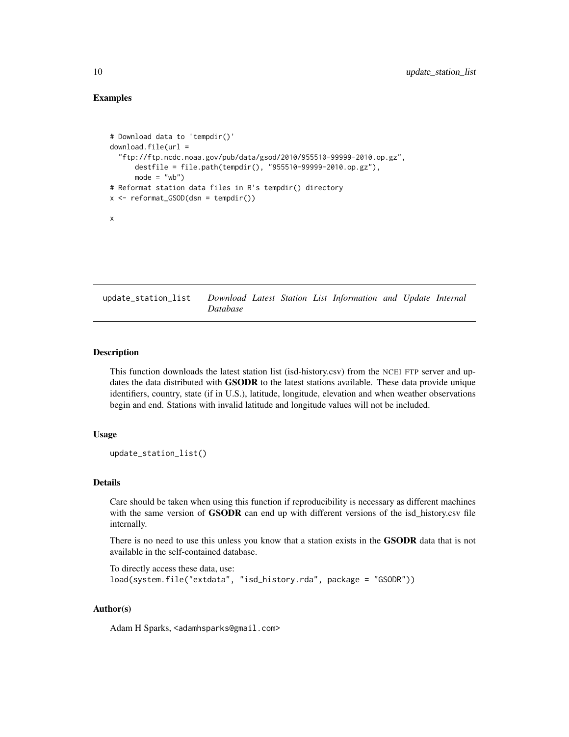### Examples

```
# Download data to 'tempdir()'
download.file(url =
  "ftp://ftp.ncdc.noaa.gov/pub/data/gsod/2010/955510-99999-2010.op.gz",
      destfile = file.path(tempdir(), "955510-99999-2010.op.gz"),
      mode = "wb")
# Reformat station data files in R's tempdir() directory
x <- reformat_GSOD(dsn = tempdir())

x
```

---

## update_station_list *Download Latest Station List Information and Update Internal Database*

---

### Description

This function downloads the latest station list (isd-history.csv) from the NCEI FTP server and updates the data distributed with **GSODR** to the latest stations available. These data provide unique identifiers, country, state (if in U.S.), latitude, longitude, elevation and when weather observations begin and end. Stations with invalid latitude and longitude values will not be included.

### Usage

```
update_station_list()
```

### Details

Care should be taken when using this function if reproducibility is necessary as different machines with the same version of **GSODR** can end up with different versions of the isd_history.csv file internally.

There is no need to use this unless you know that a station exists in the **GSODR** data that is not available in the self-contained database.

To directly access these data, use:
`load(system.file("extdata", "isd_history.rda", package = "GSODR"))`

### Author(s)

Adam H Sparks, <adamhsparks@gmail.com>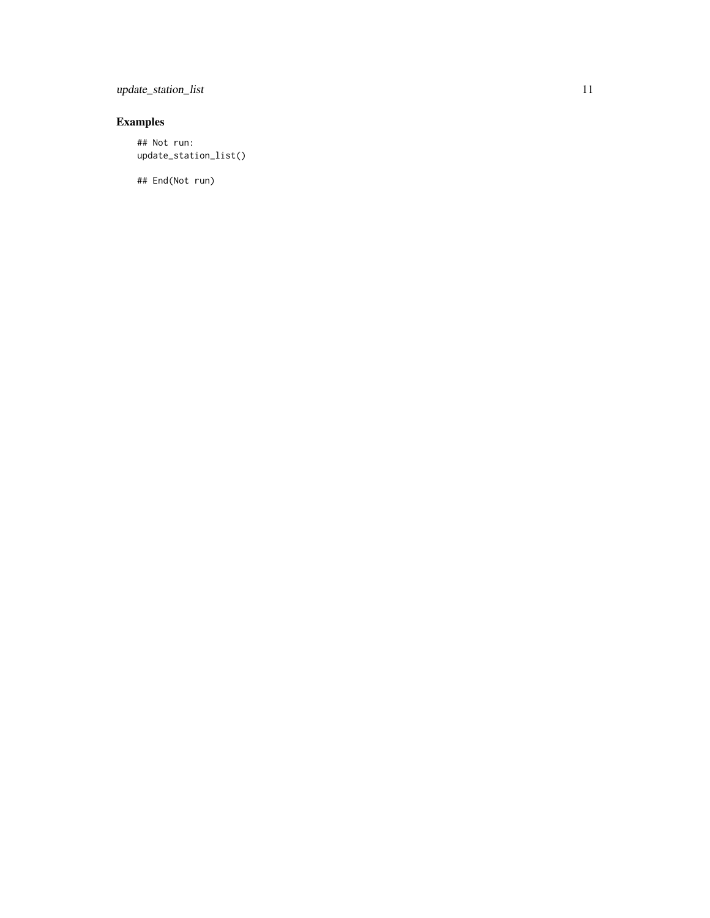## Examples

```
## Not run:
update_station_list()

## End(Not run)
```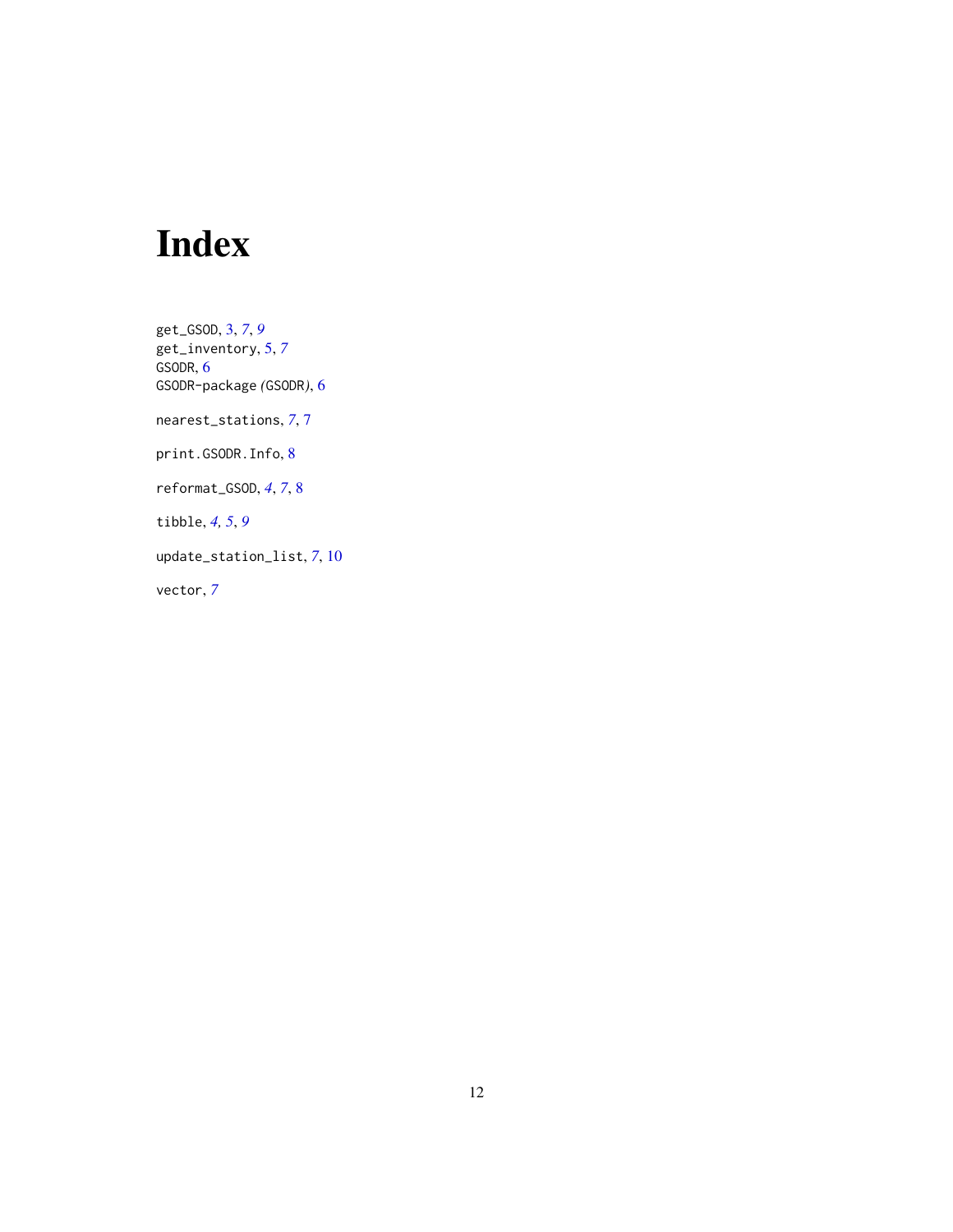# Index

get_GSOD, 3, *7*, *9*
get_inventory, 5, *7*
GSODR, 6
GSODR-package *(*GSODR*)*, 6

nearest_stations, *7*, 7

print.GSODR.Info, 8

reformat_GSOD, *4*, *7*, 8

tibble, *4, 5*, *9*

update_station_list, *7*, 10

vector, *7*